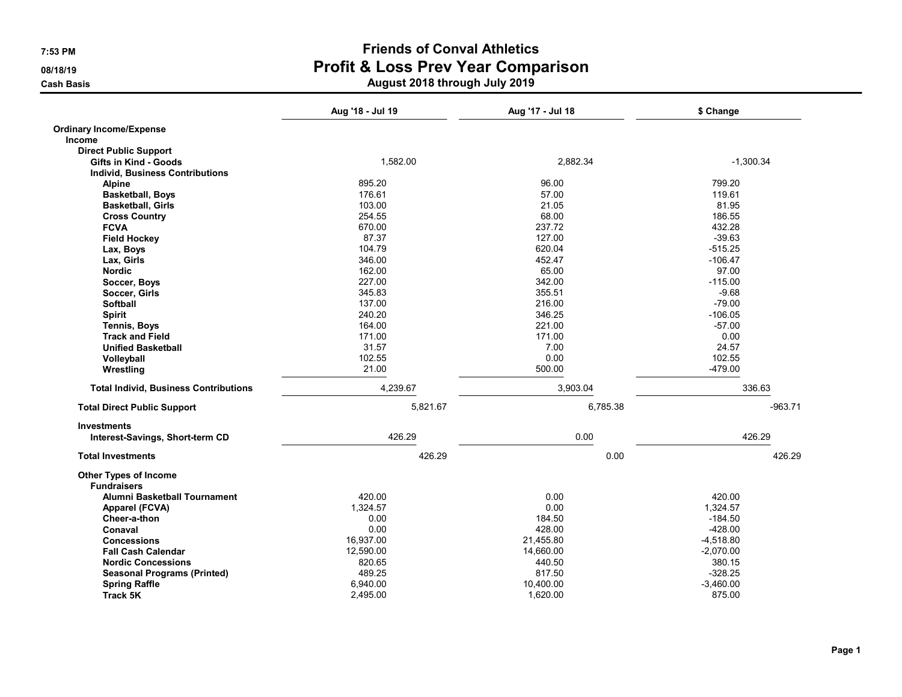# Friends of Conval Athletics

## Profit & Loss Prev Year Comparison

### August 2018 through July 2019

7:53 PM
08/18/19
Cash Basis

| | Aug '18 - Jul 19 | Aug '17 - Jul 18 | $ Change |
|---|---|---|---|
| **Ordinary Income/Expense** | | | |
| **Income** | | | |
| **Direct Public Support** | | | |
| **Gifts in Kind - Goods** | 1,582.00 | 2,882.34 | -1,300.34 |
| **Individ, Business Contributions** | | | |
| **Alpine** | 895.20 | 96.00 | 799.20 |
| **Basketball, Boys** | 176.61 | 57.00 | 119.61 |
| **Basketball, Girls** | 103.00 | 21.05 | 81.95 |
| **Cross Country** | 254.55 | 68.00 | 186.55 |
| **FCVA** | 670.00 | 237.72 | 432.28 |
| **Field Hockey** | 87.37 | 127.00 | -39.63 |
| **Lax, Boys** | 104.79 | 620.04 | -515.25 |
| **Lax, Girls** | 346.00 | 452.47 | -106.47 |
| **Nordic** | 162.00 | 65.00 | 97.00 |
| **Soccer, Boys** | 227.00 | 342.00 | -115.00 |
| **Soccer, Girls** | 345.83 | 355.51 | -9.68 |
| **Softball** | 137.00 | 216.00 | -79.00 |
| **Spirit** | 240.20 | 346.25 | -106.05 |
| **Tennis, Boys** | 164.00 | 221.00 | -57.00 |
| **Track and Field** | 171.00 | 171.00 | 0.00 |
| **Unified Basketball** | 31.57 | 7.00 | 24.57 |
| **Volleyball** | 102.55 | 0.00 | 102.55 |
| **Wrestling** | 21.00 | 500.00 | -479.00 |
| **Total Individ, Business Contributions** | 4,239.67 | 3,903.04 | 336.63 |
| **Total Direct Public Support** | 5,821.67 | 6,785.38 | -963.71 |
| **Investments** | | | |
| **Interest-Savings, Short-term CD** | 426.29 | 0.00 | 426.29 |
| **Total Investments** | 426.29 | 0.00 | 426.29 |
| **Other Types of Income** | | | |
| **Fundraisers** | | | |
| **Alumni Basketball Tournament** | 420.00 | 0.00 | 420.00 |
| **Apparel (FCVA)** | 1,324.57 | 0.00 | 1,324.57 |
| **Cheer-a-thon** | 0.00 | 184.50 | -184.50 |
| **Conaval** | 0.00 | 428.00 | -428.00 |
| **Concessions** | 16,937.00 | 21,455.80 | -4,518.80 |
| **Fall Cash Calendar** | 12,590.00 | 14,660.00 | -2,070.00 |
| **Nordic Concessions** | 820.65 | 440.50 | 380.15 |
| **Seasonal Programs (Printed)** | 489.25 | 817.50 | -328.25 |
| **Spring Raffle** | 6,940.00 | 10,400.00 | -3,460.00 |
| **Track 5K** | 2,495.00 | 1,620.00 | 875.00 |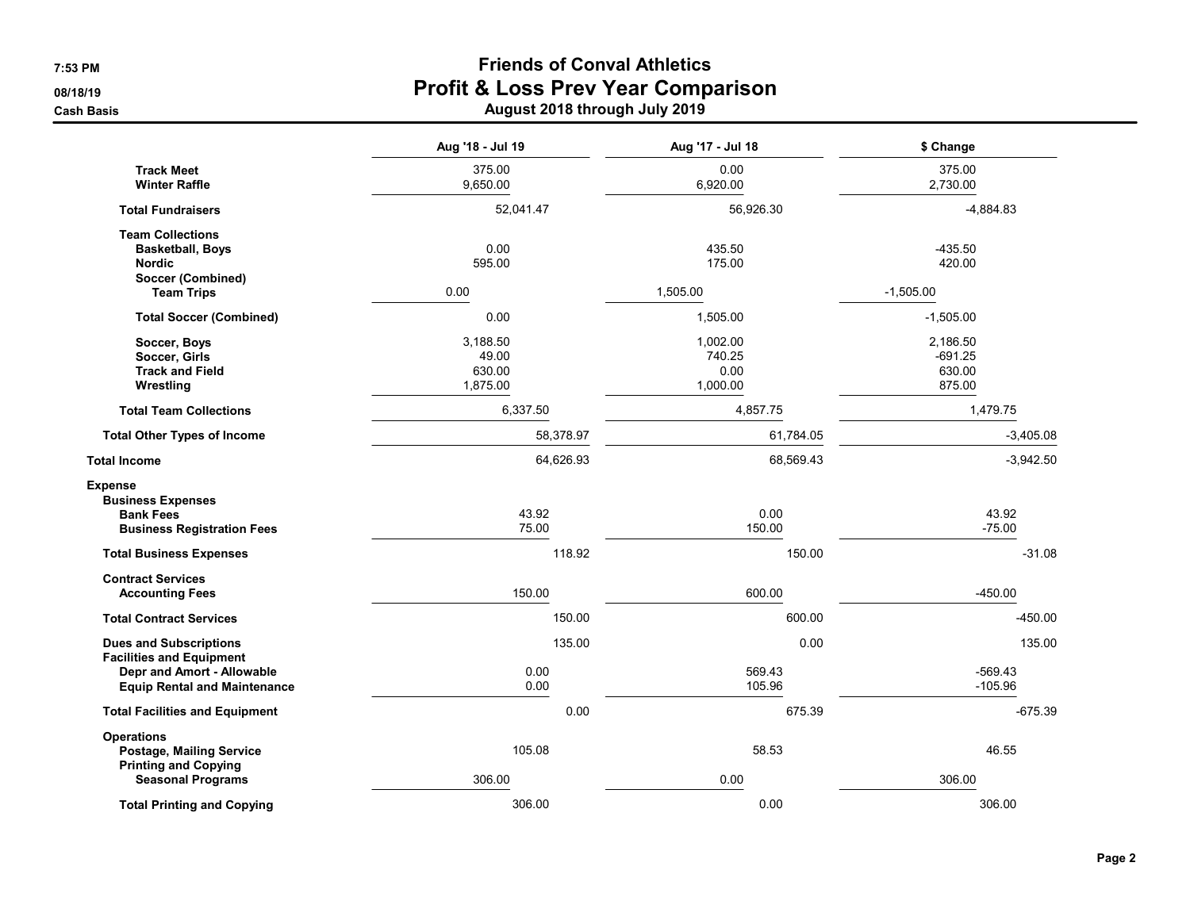# Friends of Conval Athletics
## Profit & Loss Prev Year Comparison
### August 2018 through July 2019

Cash Basis

| | Aug '18 - Jul 19 | Aug '17 - Jul 18 | $ Change |
|---|---|---|---|
| Track Meet | 375.00 | 0.00 | 375.00 |
| Winter Raffle | 9,650.00 | 6,920.00 | 2,730.00 |
| **Total Fundraisers** | 52,041.47 | 56,926.30 | -4,884.83 |
| **Team Collections** | | | |
| Basketball, Boys | 0.00 | 435.50 | -435.50 |
| Nordic | 595.00 | 175.00 | 420.00 |
| Soccer (Combined) | | | |
| Team Trips | 0.00 | 1,505.00 | -1,505.00 |
| **Total Soccer (Combined)** | 0.00 | 1,505.00 | -1,505.00 |
| Soccer, Boys | 3,188.50 | 1,002.00 | 2,186.50 |
| Soccer, Girls | 49.00 | 740.25 | -691.25 |
| Track and Field | 630.00 | 0.00 | 630.00 |
| Wrestling | 1,875.00 | 1,000.00 | 875.00 |
| **Total Team Collections** | 6,337.50 | 4,857.75 | 1,479.75 |
| **Total Other Types of Income** | 58,378.97 | 61,784.05 | -3,405.08 |
| **Total Income** | 64,626.93 | 68,569.43 | -3,942.50 |
| **Expense** | | | |
| **Business Expenses** | | | |
| Bank Fees | 43.92 | 0.00 | 43.92 |
| Business Registration Fees | 75.00 | 150.00 | -75.00 |
| **Total Business Expenses** | 118.92 | 150.00 | -31.08 |
| **Contract Services** | | | |
| Accounting Fees | 150.00 | 600.00 | -450.00 |
| **Total Contract Services** | 150.00 | 600.00 | -450.00 |
| **Dues and Subscriptions** | 135.00 | 0.00 | 135.00 |
| **Facilities and Equipment** | | | |
| Depr and Amort - Allowable | 0.00 | 569.43 | -569.43 |
| Equip Rental and Maintenance | 0.00 | 105.96 | -105.96 |
| **Total Facilities and Equipment** | 0.00 | 675.39 | -675.39 |
| **Operations** | | | |
| Postage, Mailing Service | 105.08 | 58.53 | 46.55 |
| Printing and Copying | | | |
| Seasonal Programs | 306.00 | 0.00 | 306.00 |
| **Total Printing and Copying** | 306.00 | 0.00 | 306.00 |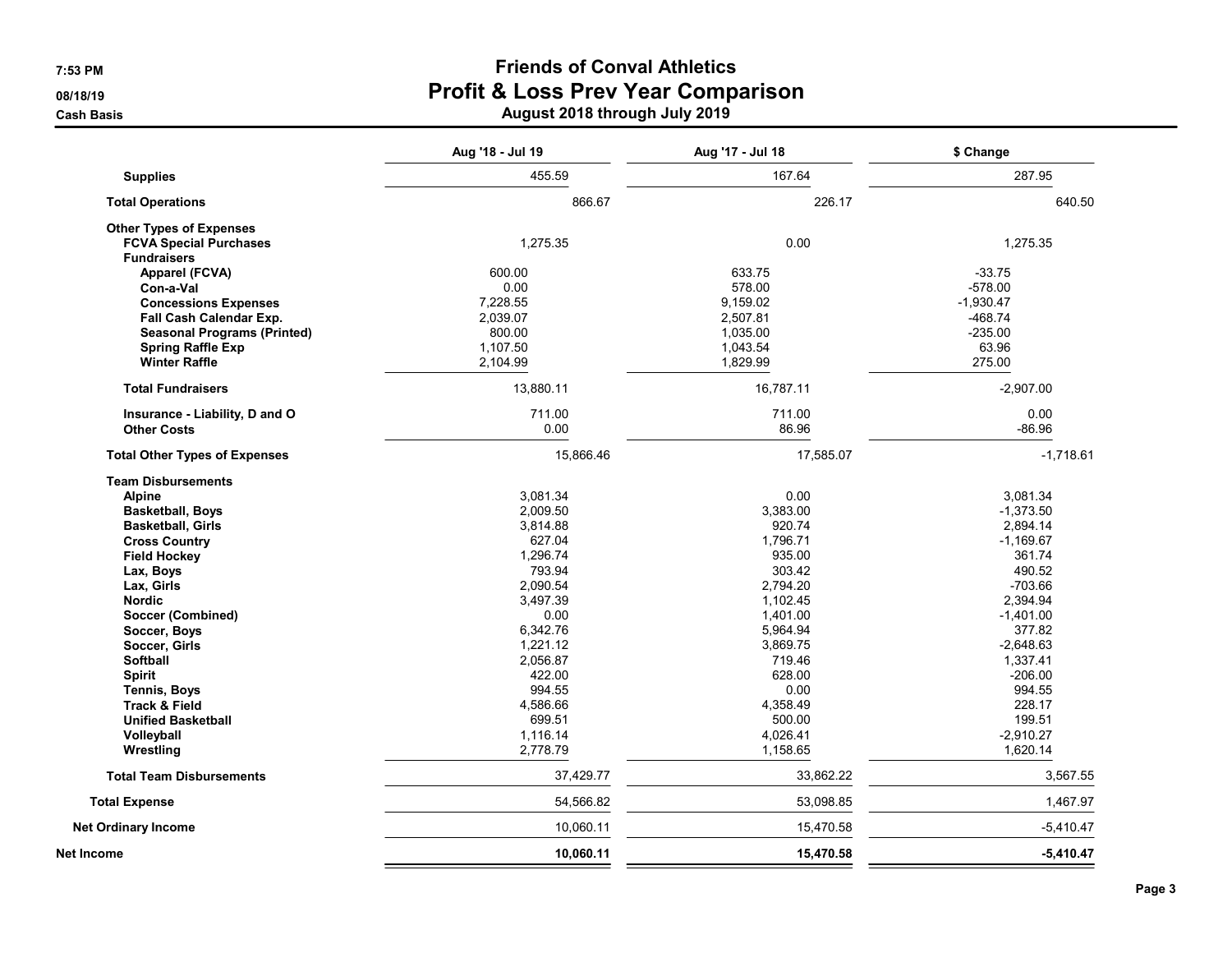# Friends of Conval Athletics

## Profit & Loss Prev Year Comparison

### August 2018 through July 2019

Cash Basis

| | Aug '18 - Jul 19 | Aug '17 - Jul 18 | $ Change |
|---|---|---|---|
| **Supplies** | 455.59 | 167.64 | 287.95 |
| **Total Operations** | 866.67 | 226.17 | 640.50 |
| **Other Types of Expenses** | | | |
| **FCVA Special Purchases** | 1,275.35 | 0.00 | 1,275.35 |
| **Fundraisers** | | | |
| **Apparel (FCVA)** | 600.00 | 633.75 | -33.75 |
| **Con-a-Val** | 0.00 | 578.00 | -578.00 |
| **Concessions Expenses** | 7,228.55 | 9,159.02 | -1,930.47 |
| **Fall Cash Calendar Exp.** | 2,039.07 | 2,507.81 | -468.74 |
| **Seasonal Programs (Printed)** | 800.00 | 1,035.00 | -235.00 |
| **Spring Raffle Exp** | 1,107.50 | 1,043.54 | 63.96 |
| **Winter Raffle** | 2,104.99 | 1,829.99 | 275.00 |
| **Total Fundraisers** | 13,880.11 | 16,787.11 | -2,907.00 |
| **Insurance - Liability, D and O** | 711.00 | 711.00 | 0.00 |
| **Other Costs** | 0.00 | 86.96 | -86.96 |
| **Total Other Types of Expenses** | 15,866.46 | 17,585.07 | -1,718.61 |
| **Team Disbursements** | | | |
| **Alpine** | 3,081.34 | 0.00 | 3,081.34 |
| **Basketball, Boys** | 2,009.50 | 3,383.00 | -1,373.50 |
| **Basketball, Girls** | 3,814.88 | 920.74 | 2,894.14 |
| **Cross Country** | 627.04 | 1,796.71 | -1,169.67 |
| **Field Hockey** | 1,296.74 | 935.00 | 361.74 |
| **Lax, Boys** | 793.94 | 303.42 | 490.52 |
| **Lax, Girls** | 2,090.54 | 2,794.20 | -703.66 |
| **Nordic** | 3,497.39 | 1,102.45 | 2,394.94 |
| **Soccer (Combined)** | 0.00 | 1,401.00 | -1,401.00 |
| **Soccer, Boys** | 6,342.76 | 5,964.94 | 377.82 |
| **Soccer, Girls** | 1,221.12 | 3,869.75 | -2,648.63 |
| **Softball** | 2,056.87 | 719.46 | 1,337.41 |
| **Spirit** | 422.00 | 628.00 | -206.00 |
| **Tennis, Boys** | 994.55 | 0.00 | 994.55 |
| **Track & Field** | 4,586.66 | 4,358.49 | 228.17 |
| **Unified Basketball** | 699.51 | 500.00 | 199.51 |
| **Volleyball** | 1,116.14 | 4,026.41 | -2,910.27 |
| **Wrestling** | 2,778.79 | 1,158.65 | 1,620.14 |
| **Total Team Disbursements** | 37,429.77 | 33,862.22 | 3,567.55 |
| **Total Expense** | 54,566.82 | 53,098.85 | 1,467.97 |
| **Net Ordinary Income** | 10,060.11 | 15,470.58 | -5,410.47 |
| **Net Income** | **10,060.11** | **15,470.58** | **-5,410.47** |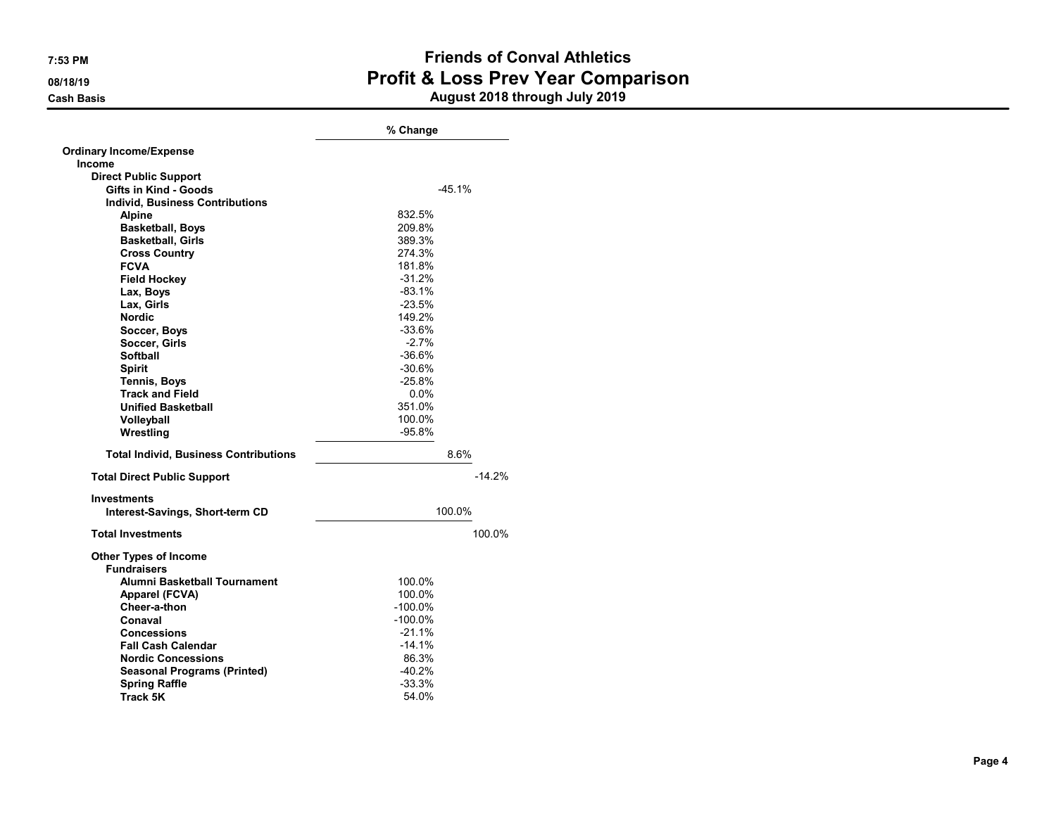# Friends of Conval Athletics

## Profit & Loss Prev Year Comparison

### August 2018 through July 2019

7:53 PM
08/18/19
Cash Basis

| | % Change | | |
|---|---|---|---|
| **Ordinary Income/Expense** | | | |
| **Income** | | | |
| **Direct Public Support** | | | |
| **Gifts in Kind - Goods** | | -45.1% | |
| **Individ, Business Contributions** | | | |
| **Alpine** | 832.5% | | |
| **Basketball, Boys** | 209.8% | | |
| **Basketball, Girls** | 389.3% | | |
| **Cross Country** | 274.3% | | |
| **FCVA** | 181.8% | | |
| **Field Hockey** | -31.2% | | |
| **Lax, Boys** | -83.1% | | |
| **Lax, Girls** | -23.5% | | |
| **Nordic** | 149.2% | | |
| **Soccer, Boys** | -33.6% | | |
| **Soccer, Girls** | -2.7% | | |
| **Softball** | -36.6% | | |
| **Spirit** | -30.6% | | |
| **Tennis, Boys** | -25.8% | | |
| **Track and Field** | 0.0% | | |
| **Unified Basketball** | 351.0% | | |
| **Volleyball** | 100.0% | | |
| **Wrestling** | -95.8% | | |
| **Total Individ, Business Contributions** | | 8.6% | |
| **Total Direct Public Support** | | | -14.2% |
| **Investments** | | | |
| **Interest-Savings, Short-term CD** | | 100.0% | |
| **Total Investments** | | | 100.0% |
| **Other Types of Income** | | | |
| **Fundraisers** | | | |
| **Alumni Basketball Tournament** | 100.0% | | |
| **Apparel (FCVA)** | 100.0% | | |
| **Cheer-a-thon** | -100.0% | | |
| **Conaval** | -100.0% | | |
| **Concessions** | -21.1% | | |
| **Fall Cash Calendar** | -14.1% | | |
| **Nordic Concessions** | 86.3% | | |
| **Seasonal Programs (Printed)** | -40.2% | | |
| **Spring Raffle** | -33.3% | | |
| **Track 5K** | 54.0% | | |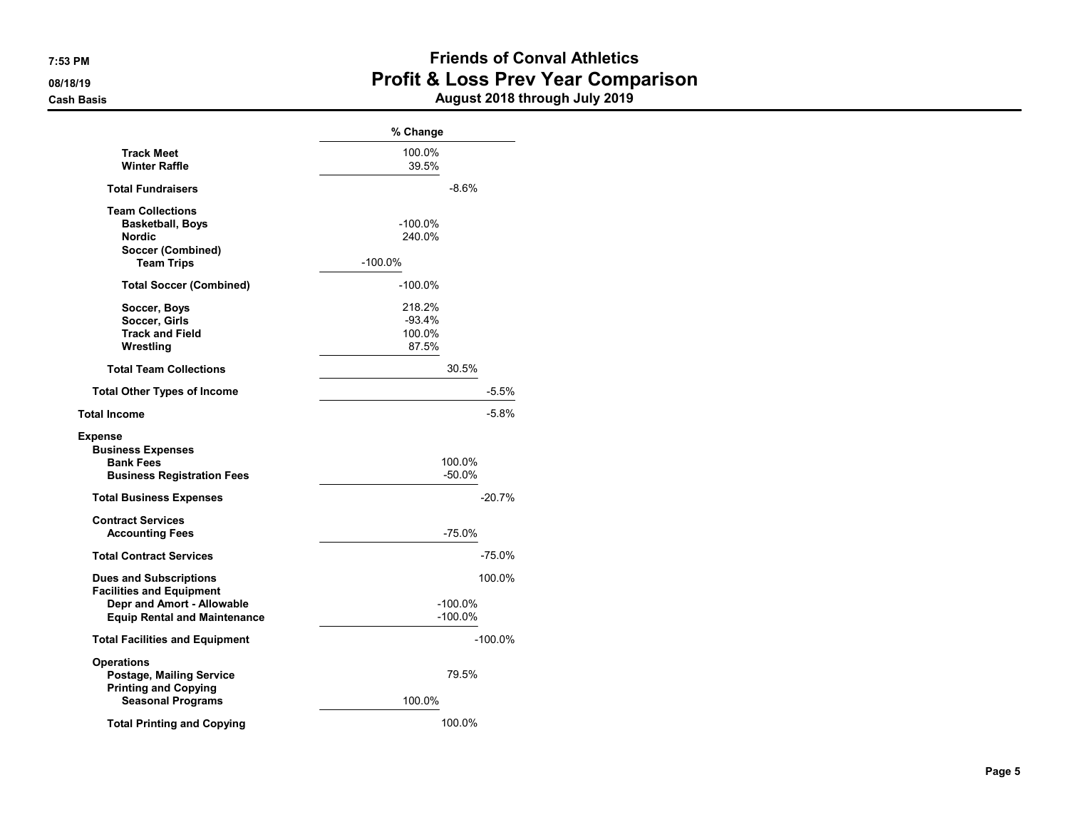# Friends of Conval Athletics
## Profit & Loss Prev Year Comparison
### August 2018 through July 2019

Cash Basis

| | % Change |
|---|---|
| Track Meet | 100.0% |
| Winter Raffle | 39.5% |
| Total Fundraisers | -8.6% |
| Team Collections | |
| Basketball, Boys | -100.0% |
| Nordic | 240.0% |
| Soccer (Combined) | |
| Team Trips | -100.0% |
| Total Soccer (Combined) | -100.0% |
| Soccer, Boys | 218.2% |
| Soccer, Girls | -93.4% |
| Track and Field | 100.0% |
| Wrestling | 87.5% |
| Total Team Collections | 30.5% |
| Total Other Types of Income | -5.5% |
| Total Income | -5.8% |
| Expense | |
| Business Expenses | |
| Bank Fees | 100.0% |
| Business Registration Fees | -50.0% |
| Total Business Expenses | -20.7% |
| Contract Services | |
| Accounting Fees | -75.0% |
| Total Contract Services | -75.0% |
| Dues and Subscriptions | 100.0% |
| Facilities and Equipment | |
| Depr and Amort - Allowable | -100.0% |
| Equip Rental and Maintenance | -100.0% |
| Total Facilities and Equipment | -100.0% |
| Operations | |
| Postage, Mailing Service | 79.5% |
| Printing and Copying | |
| Seasonal Programs | 100.0% |
| Total Printing and Copying | 100.0% |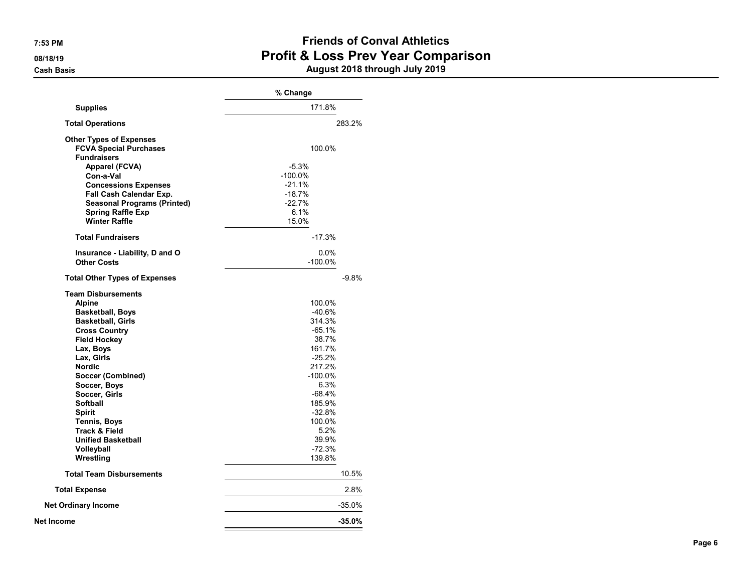# Friends of Conval Athletics
## Profit & Loss Prev Year Comparison
### August 2018 through July 2019

7:53 PM
08/18/19
Cash Basis

| | % Change | | |
|---|---|---|---|
| Supplies | | 171.8% | |
| Total Operations | | | 283.2% |
| Other Types of Expenses | | | |
| FCVA Special Purchases | | 100.0% | |
| Fundraisers | | | |
| Apparel (FCVA) | -5.3% | | |
| Con-a-Val | -100.0% | | |
| Concessions Expenses | -21.1% | | |
| Fall Cash Calendar Exp. | -18.7% | | |
| Seasonal Programs (Printed) | -22.7% | | |
| Spring Raffle Exp | 6.1% | | |
| Winter Raffle | 15.0% | | |
| Total Fundraisers | | -17.3% | |
| Insurance - Liability, D and O | | 0.0% | |
| Other Costs | | -100.0% | |
| Total Other Types of Expenses | | | -9.8% |
| Team Disbursements | | | |
| Alpine | | 100.0% | |
| Basketball, Boys | | -40.6% | |
| Basketball, Girls | | 314.3% | |
| Cross Country | | -65.1% | |
| Field Hockey | | 38.7% | |
| Lax, Boys | | 161.7% | |
| Lax, Girls | | -25.2% | |
| Nordic | | 217.2% | |
| Soccer (Combined) | | -100.0% | |
| Soccer, Boys | | 6.3% | |
| Soccer, Girls | | -68.4% | |
| Softball | | 185.9% | |
| Spirit | | -32.8% | |
| Tennis, Boys | | 100.0% | |
| Track & Field | | 5.2% | |
| Unified Basketball | | 39.9% | |
| Volleyball | | -72.3% | |
| Wrestling | | 139.8% | |
| Total Team Disbursements | | | 10.5% |
| Total Expense | | | 2.8% |
| Net Ordinary Income | | | -35.0% |
| **Net Income** | | | **-35.0%** |